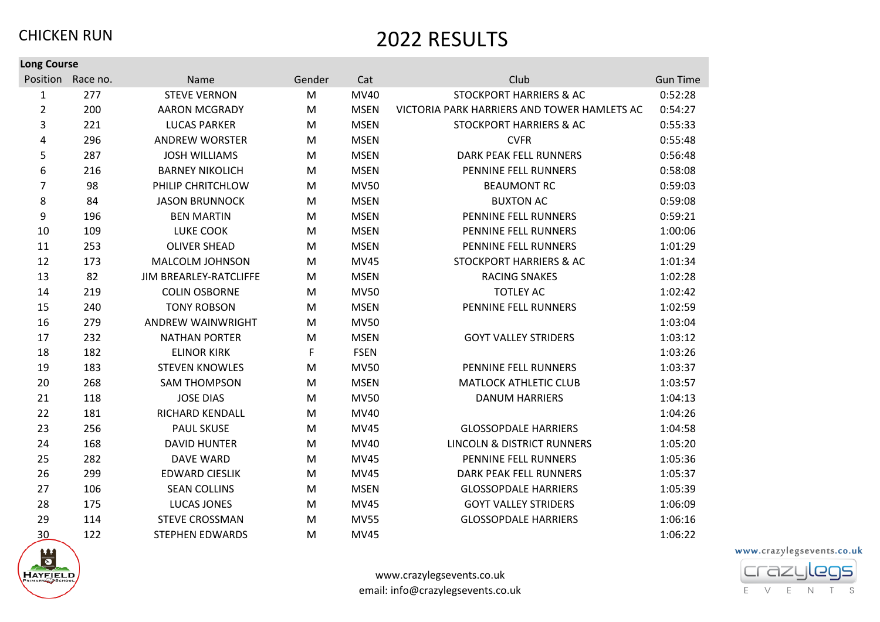CHICKEN RUN

# 2022 RESULTS

**Long Course**

| Position | Race no. | Name | Gender | Cat | Club | Gun Time |
|---|---|---|---|---|---|---|
| 1 | 277 | STEVE VERNON | M | MV40 | STOCKPORT HARRIERS & AC | 0:52:28 |
| 2 | 200 | AARON MCGRADY | M | MSEN | VICTORIA PARK HARRIERS AND TOWER HAMLETS AC | 0:54:27 |
| 3 | 221 | LUCAS PARKER | M | MSEN | STOCKPORT HARRIERS & AC | 0:55:33 |
| 4 | 296 | ANDREW WORSTER | M | MSEN | CVFR | 0:55:48 |
| 5 | 287 | JOSH WILLIAMS | M | MSEN | DARK PEAK FELL RUNNERS | 0:56:48 |
| 6 | 216 | BARNEY NIKOLICH | M | MSEN | PENNINE FELL RUNNERS | 0:58:08 |
| 7 | 98 | PHILIP CHRITCHLOW | M | MV50 | BEAUMONT RC | 0:59:03 |
| 8 | 84 | JASON BRUNNOCK | M | MSEN | BUXTON AC | 0:59:08 |
| 9 | 196 | BEN MARTIN | M | MSEN | PENNINE FELL RUNNERS | 0:59:21 |
| 10 | 109 | LUKE COOK | M | MSEN | PENNINE FELL RUNNERS | 1:00:06 |
| 11 | 253 | OLIVER SHEAD | M | MSEN | PENNINE FELL RUNNERS | 1:01:29 |
| 12 | 173 | MALCOLM JOHNSON | M | MV45 | STOCKPORT HARRIERS & AC | 1:01:34 |
| 13 | 82 | JIM BREARLEY-RATCLIFFE | M | MSEN | RACING SNAKES | 1:02:28 |
| 14 | 219 | COLIN OSBORNE | M | MV50 | TOTLEY AC | 1:02:42 |
| 15 | 240 | TONY ROBSON | M | MSEN | PENNINE FELL RUNNERS | 1:02:59 |
| 16 | 279 | ANDREW WAINWRIGHT | M | MV50 | | 1:03:04 |
| 17 | 232 | NATHAN PORTER | M | MSEN | GOYT VALLEY STRIDERS | 1:03:12 |
| 18 | 182 | ELINOR KIRK | F | FSEN | | 1:03:26 |
| 19 | 183 | STEVEN KNOWLES | M | MV50 | PENNINE FELL RUNNERS | 1:03:37 |
| 20 | 268 | SAM THOMPSON | M | MSEN | MATLOCK ATHLETIC CLUB | 1:03:57 |
| 21 | 118 | JOSE DIAS | M | MV50 | DANUM HARRIERS | 1:04:13 |
| 22 | 181 | RICHARD KENDALL | M | MV40 | | 1:04:26 |
| 23 | 256 | PAUL SKUSE | M | MV45 | GLOSSOPDALE HARRIERS | 1:04:58 |
| 24 | 168 | DAVID HUNTER | M | MV40 | LINCOLN & DISTRICT RUNNERS | 1:05:20 |
| 25 | 282 | DAVE WARD | M | MV45 | PENNINE FELL RUNNERS | 1:05:36 |
| 26 | 299 | EDWARD CIESLIK | M | MV45 | DARK PEAK FELL RUNNERS | 1:05:37 |
| 27 | 106 | SEAN COLLINS | M | MSEN | GLOSSOPDALE HARRIERS | 1:05:39 |
| 28 | 175 | LUCAS JONES | M | MV45 | GOYT VALLEY STRIDERS | 1:06:09 |
| 29 | 114 | STEVE CROSSMAN | M | MV55 | GLOSSOPDALE HARRIERS | 1:06:16 |
| 30 | 122 | STEPHEN EDWARDS | M | MV45 | | 1:06:22 |

www.crazylegsevents.co.uk
email: info@crazylegsevents.co.uk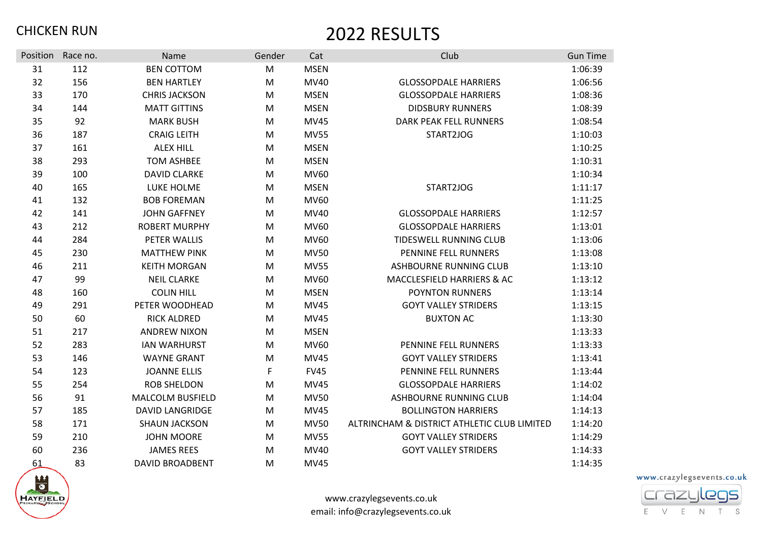CHICKEN RUN

# 2022 RESULTS

| Position | Race no. | Name | Gender | Cat | Club | Gun Time |
|---|---|---|---|---|---|---|
| 31 | 112 | BEN COTTOM | M | MSEN | | 1:06:39 |
| 32 | 156 | BEN HARTLEY | M | MV40 | GLOSSOPDALE HARRIERS | 1:06:56 |
| 33 | 170 | CHRIS JACKSON | M | MSEN | GLOSSOPDALE HARRIERS | 1:08:36 |
| 34 | 144 | MATT GITTINS | M | MSEN | DIDSBURY RUNNERS | 1:08:39 |
| 35 | 92 | MARK BUSH | M | MV45 | DARK PEAK FELL RUNNERS | 1:08:54 |
| 36 | 187 | CRAIG LEITH | M | MV55 | START2JOG | 1:10:03 |
| 37 | 161 | ALEX HILL | M | MSEN | | 1:10:25 |
| 38 | 293 | TOM ASHBEE | M | MSEN | | 1:10:31 |
| 39 | 100 | DAVID CLARKE | M | MV60 | | 1:10:34 |
| 40 | 165 | LUKE HOLME | M | MSEN | START2JOG | 1:11:17 |
| 41 | 132 | BOB FOREMAN | M | MV60 | | 1:11:25 |
| 42 | 141 | JOHN GAFFNEY | M | MV40 | GLOSSOPDALE HARRIERS | 1:12:57 |
| 43 | 212 | ROBERT MURPHY | M | MV60 | GLOSSOPDALE HARRIERS | 1:13:01 |
| 44 | 284 | PETER WALLIS | M | MV60 | TIDESWELL RUNNING CLUB | 1:13:06 |
| 45 | 230 | MATTHEW PINK | M | MV50 | PENNINE FELL RUNNERS | 1:13:08 |
| 46 | 211 | KEITH MORGAN | M | MV55 | ASHBOURNE RUNNING CLUB | 1:13:10 |
| 47 | 99 | NEIL CLARKE | M | MV60 | MACCLESFIELD HARRIERS & AC | 1:13:12 |
| 48 | 160 | COLIN HILL | M | MSEN | POYNTON RUNNERS | 1:13:14 |
| 49 | 291 | PETER WOODHEAD | M | MV45 | GOYT VALLEY STRIDERS | 1:13:15 |
| 50 | 60 | RICK ALDRED | M | MV45 | BUXTON AC | 1:13:30 |
| 51 | 217 | ANDREW NIXON | M | MSEN | | 1:13:33 |
| 52 | 283 | IAN WARHURST | M | MV60 | PENNINE FELL RUNNERS | 1:13:33 |
| 53 | 146 | WAYNE GRANT | M | MV45 | GOYT VALLEY STRIDERS | 1:13:41 |
| 54 | 123 | JOANNE ELLIS | F | FV45 | PENNINE FELL RUNNERS | 1:13:44 |
| 55 | 254 | ROB SHELDON | M | MV45 | GLOSSOPDALE HARRIERS | 1:14:02 |
| 56 | 91 | MALCOLM BUSFIELD | M | MV50 | ASHBOURNE RUNNING CLUB | 1:14:04 |
| 57 | 185 | DAVID LANGRIDGE | M | MV45 | BOLLINGTON HARRIERS | 1:14:13 |
| 58 | 171 | SHAUN JACKSON | M | MV50 | ALTRINCHAM & DISTRICT ATHLETIC CLUB LIMITED | 1:14:20 |
| 59 | 210 | JOHN MOORE | M | MV55 | GOYT VALLEY STRIDERS | 1:14:29 |
| 60 | 236 | JAMES REES | M | MV40 | GOYT VALLEY STRIDERS | 1:14:33 |
| 61 | 83 | DAVID BROADBENT | M | MV45 | | 1:14:35 |

www.crazylegsevents.co.uk
email: info@crazylegsevents.co.uk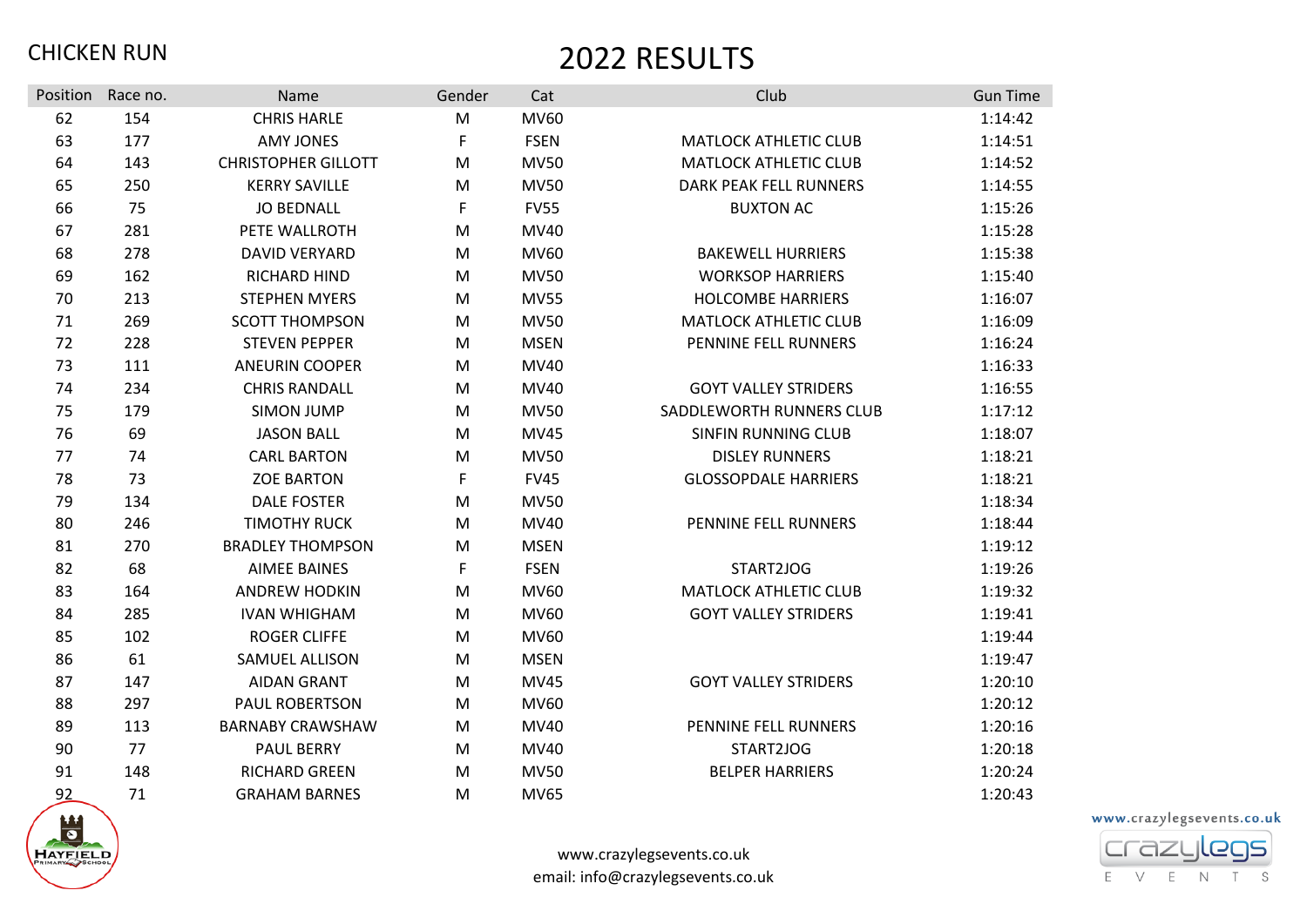CHICKEN RUN

# 2022 RESULTS

| Position | Race no. | Name | Gender | Cat | Club | Gun Time |
|---|---|---|---|---|---|---|
| 62 | 154 | CHRIS HARLE | M | MV60 | | 1:14:42 |
| 63 | 177 | AMY JONES | F | FSEN | MATLOCK ATHLETIC CLUB | 1:14:51 |
| 64 | 143 | CHRISTOPHER GILLOTT | M | MV50 | MATLOCK ATHLETIC CLUB | 1:14:52 |
| 65 | 250 | KERRY SAVILLE | M | MV50 | DARK PEAK FELL RUNNERS | 1:14:55 |
| 66 | 75 | JO BEDNALL | F | FV55 | BUXTON AC | 1:15:26 |
| 67 | 281 | PETE WALLROTH | M | MV40 | | 1:15:28 |
| 68 | 278 | DAVID VERYARD | M | MV60 | BAKEWELL HURRIERS | 1:15:38 |
| 69 | 162 | RICHARD HIND | M | MV50 | WORKSOP HARRIERS | 1:15:40 |
| 70 | 213 | STEPHEN MYERS | M | MV55 | HOLCOMBE HARRIERS | 1:16:07 |
| 71 | 269 | SCOTT THOMPSON | M | MV50 | MATLOCK ATHLETIC CLUB | 1:16:09 |
| 72 | 228 | STEVEN PEPPER | M | MSEN | PENNINE FELL RUNNERS | 1:16:24 |
| 73 | 111 | ANEURIN COOPER | M | MV40 | | 1:16:33 |
| 74 | 234 | CHRIS RANDALL | M | MV40 | GOYT VALLEY STRIDERS | 1:16:55 |
| 75 | 179 | SIMON JUMP | M | MV50 | SADDLEWORTH RUNNERS CLUB | 1:17:12 |
| 76 | 69 | JASON BALL | M | MV45 | SINFIN RUNNING CLUB | 1:18:07 |
| 77 | 74 | CARL BARTON | M | MV50 | DISLEY RUNNERS | 1:18:21 |
| 78 | 73 | ZOE BARTON | F | FV45 | GLOSSOPDALE HARRIERS | 1:18:21 |
| 79 | 134 | DALE FOSTER | M | MV50 | | 1:18:34 |
| 80 | 246 | TIMOTHY RUCK | M | MV40 | PENNINE FELL RUNNERS | 1:18:44 |
| 81 | 270 | BRADLEY THOMPSON | M | MSEN | | 1:19:12 |
| 82 | 68 | AIMEE BAINES | F | FSEN | START2JOG | 1:19:26 |
| 83 | 164 | ANDREW HODKIN | M | MV60 | MATLOCK ATHLETIC CLUB | 1:19:32 |
| 84 | 285 | IVAN WHIGHAM | M | MV60 | GOYT VALLEY STRIDERS | 1:19:41 |
| 85 | 102 | ROGER CLIFFE | M | MV60 | | 1:19:44 |
| 86 | 61 | SAMUEL ALLISON | M | MSEN | | 1:19:47 |
| 87 | 147 | AIDAN GRANT | M | MV45 | GOYT VALLEY STRIDERS | 1:20:10 |
| 88 | 297 | PAUL ROBERTSON | M | MV60 | | 1:20:12 |
| 89 | 113 | BARNABY CRAWSHAW | M | MV40 | PENNINE FELL RUNNERS | 1:20:16 |
| 90 | 77 | PAUL BERRY | M | MV40 | START2JOG | 1:20:18 |
| 91 | 148 | RICHARD GREEN | M | MV50 | BELPER HARRIERS | 1:20:24 |
| 92 | 71 | GRAHAM BARNES | M | MV65 | | 1:20:43 |

www.crazylegsevents.co.uk
email: info@crazylegsevents.co.uk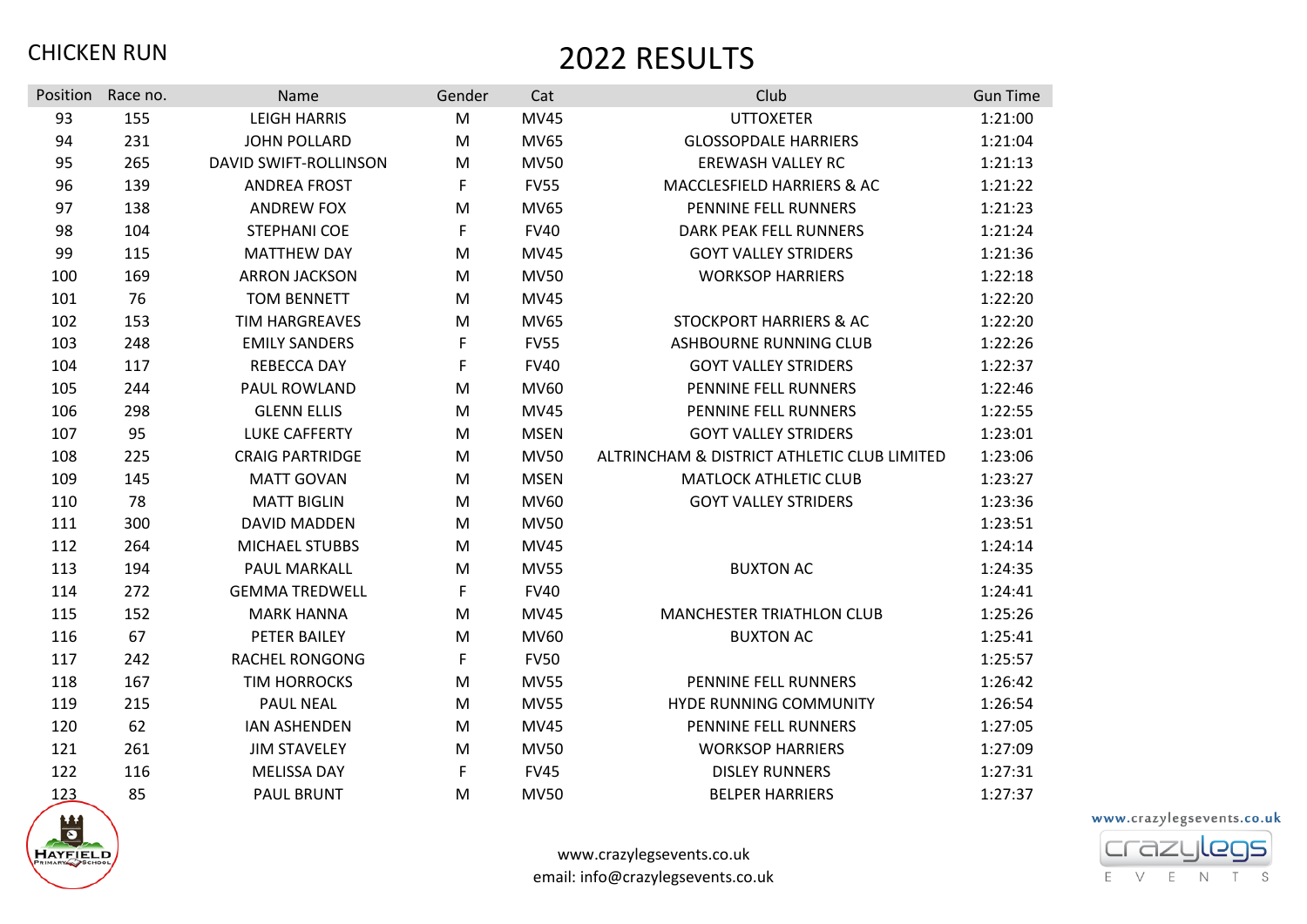CHICKEN RUN

# 2022 RESULTS

| Position | Race no. | Name | Gender | Cat | Club | Gun Time |
|---|---|---|---|---|---|---|
| 93 | 155 | LEIGH HARRIS | M | MV45 | UTTOXETER | 1:21:00 |
| 94 | 231 | JOHN POLLARD | M | MV65 | GLOSSOPDALE HARRIERS | 1:21:04 |
| 95 | 265 | DAVID SWIFT-ROLLINSON | M | MV50 | EREWASH VALLEY RC | 1:21:13 |
| 96 | 139 | ANDREA FROST | F | FV55 | MACCLESFIELD HARRIERS & AC | 1:21:22 |
| 97 | 138 | ANDREW FOX | M | MV65 | PENNINE FELL RUNNERS | 1:21:23 |
| 98 | 104 | STEPHANI COE | F | FV40 | DARK PEAK FELL RUNNERS | 1:21:24 |
| 99 | 115 | MATTHEW DAY | M | MV45 | GOYT VALLEY STRIDERS | 1:21:36 |
| 100 | 169 | ARRON JACKSON | M | MV50 | WORKSOP HARRIERS | 1:22:18 |
| 101 | 76 | TOM BENNETT | M | MV45 | | 1:22:20 |
| 102 | 153 | TIM HARGREAVES | M | MV65 | STOCKPORT HARRIERS & AC | 1:22:20 |
| 103 | 248 | EMILY SANDERS | F | FV55 | ASHBOURNE RUNNING CLUB | 1:22:26 |
| 104 | 117 | REBECCA DAY | F | FV40 | GOYT VALLEY STRIDERS | 1:22:37 |
| 105 | 244 | PAUL ROWLAND | M | MV60 | PENNINE FELL RUNNERS | 1:22:46 |
| 106 | 298 | GLENN ELLIS | M | MV45 | PENNINE FELL RUNNERS | 1:22:55 |
| 107 | 95 | LUKE CAFFERTY | M | MSEN | GOYT VALLEY STRIDERS | 1:23:01 |
| 108 | 225 | CRAIG PARTRIDGE | M | MV50 | ALTRINCHAM & DISTRICT ATHLETIC CLUB LIMITED | 1:23:06 |
| 109 | 145 | MATT GOVAN | M | MSEN | MATLOCK ATHLETIC CLUB | 1:23:27 |
| 110 | 78 | MATT BIGLIN | M | MV60 | GOYT VALLEY STRIDERS | 1:23:36 |
| 111 | 300 | DAVID MADDEN | M | MV50 | | 1:23:51 |
| 112 | 264 | MICHAEL STUBBS | M | MV45 | | 1:24:14 |
| 113 | 194 | PAUL MARKALL | M | MV55 | BUXTON AC | 1:24:35 |
| 114 | 272 | GEMMA TREDWELL | F | FV40 | | 1:24:41 |
| 115 | 152 | MARK HANNA | M | MV45 | MANCHESTER TRIATHLON CLUB | 1:25:26 |
| 116 | 67 | PETER BAILEY | M | MV60 | BUXTON AC | 1:25:41 |
| 117 | 242 | RACHEL RONGONG | F | FV50 | | 1:25:57 |
| 118 | 167 | TIM HORROCKS | M | MV55 | PENNINE FELL RUNNERS | 1:26:42 |
| 119 | 215 | PAUL NEAL | M | MV55 | HYDE RUNNING COMMUNITY | 1:26:54 |
| 120 | 62 | IAN ASHENDEN | M | MV45 | PENNINE FELL RUNNERS | 1:27:05 |
| 121 | 261 | JIM STAVELEY | M | MV50 | WORKSOP HARRIERS | 1:27:09 |
| 122 | 116 | MELISSA DAY | F | FV45 | DISLEY RUNNERS | 1:27:31 |
| 123 | 85 | PAUL BRUNT | M | MV50 | BELPER HARRIERS | 1:27:37 |

www.crazylegsevents.co.uk
email: info@crazylegsevents.co.uk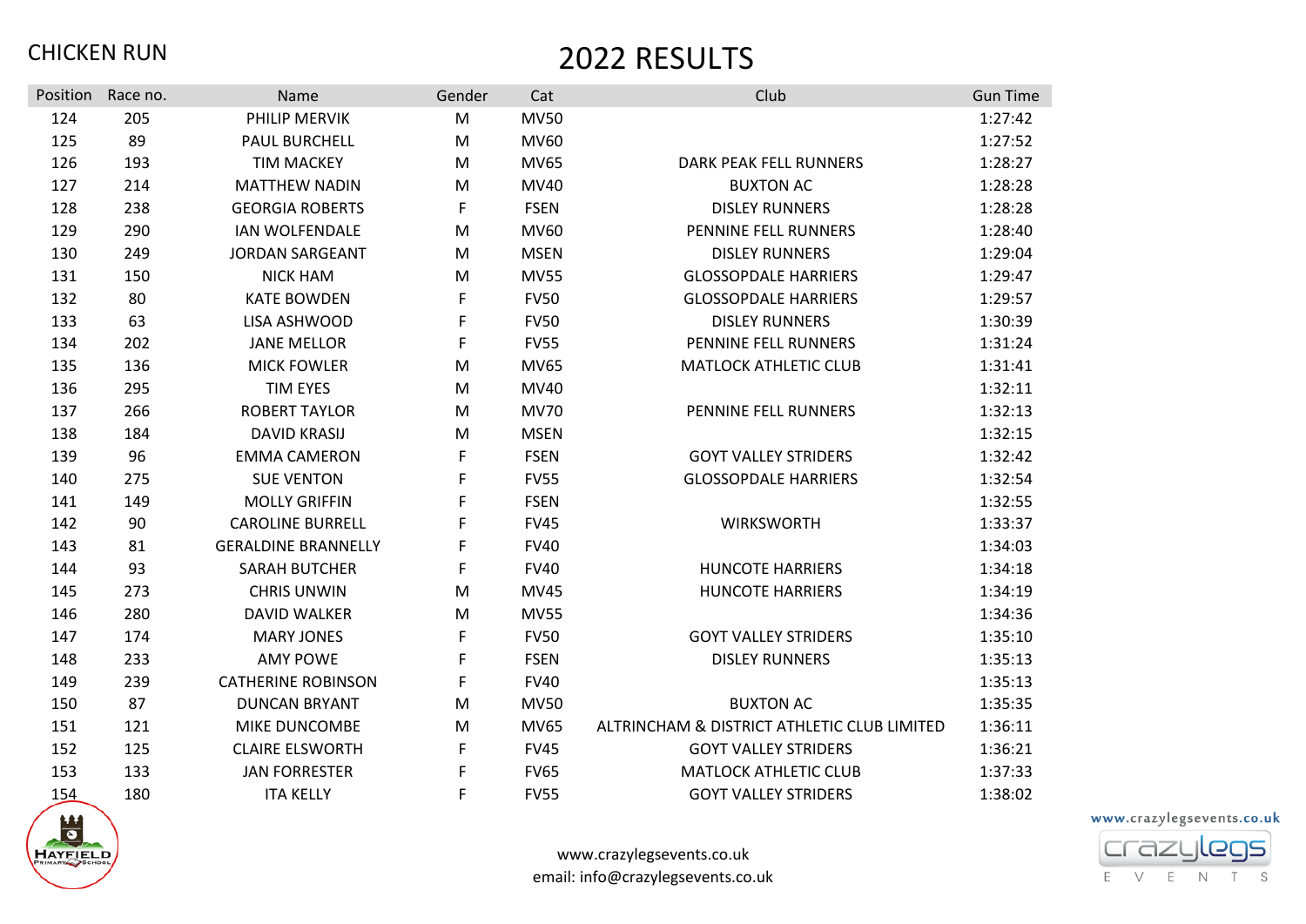CHICKEN RUN

# 2022 RESULTS

| Position | Race no. | Name | Gender | Cat | Club | Gun Time |
|---|---|---|---|---|---|---|
| 124 | 205 | PHILIP MERVIK | M | MV50 | | 1:27:42 |
| 125 | 89 | PAUL BURCHELL | M | MV60 | | 1:27:52 |
| 126 | 193 | TIM MACKEY | M | MV65 | DARK PEAK FELL RUNNERS | 1:28:27 |
| 127 | 214 | MATTHEW NADIN | M | MV40 | BUXTON AC | 1:28:28 |
| 128 | 238 | GEORGIA ROBERTS | F | FSEN | DISLEY RUNNERS | 1:28:28 |
| 129 | 290 | IAN WOLFENDALE | M | MV60 | PENNINE FELL RUNNERS | 1:28:40 |
| 130 | 249 | JORDAN SARGEANT | M | MSEN | DISLEY RUNNERS | 1:29:04 |
| 131 | 150 | NICK HAM | M | MV55 | GLOSSOPDALE HARRIERS | 1:29:47 |
| 132 | 80 | KATE BOWDEN | F | FV50 | GLOSSOPDALE HARRIERS | 1:29:57 |
| 133 | 63 | LISA ASHWOOD | F | FV50 | DISLEY RUNNERS | 1:30:39 |
| 134 | 202 | JANE MELLOR | F | FV55 | PENNINE FELL RUNNERS | 1:31:24 |
| 135 | 136 | MICK FOWLER | M | MV65 | MATLOCK ATHLETIC CLUB | 1:31:41 |
| 136 | 295 | TIM EYES | M | MV40 | | 1:32:11 |
| 137 | 266 | ROBERT TAYLOR | M | MV70 | PENNINE FELL RUNNERS | 1:32:13 |
| 138 | 184 | DAVID KRASIJ | M | MSEN | | 1:32:15 |
| 139 | 96 | EMMA CAMERON | F | FSEN | GOYT VALLEY STRIDERS | 1:32:42 |
| 140 | 275 | SUE VENTON | F | FV55 | GLOSSOPDALE HARRIERS | 1:32:54 |
| 141 | 149 | MOLLY GRIFFIN | F | FSEN | | 1:32:55 |
| 142 | 90 | CAROLINE BURRELL | F | FV45 | WIRKSWORTH | 1:33:37 |
| 143 | 81 | GERALDINE BRANNELLY | F | FV40 | | 1:34:03 |
| 144 | 93 | SARAH BUTCHER | F | FV40 | HUNCOTE HARRIERS | 1:34:18 |
| 145 | 273 | CHRIS UNWIN | M | MV45 | HUNCOTE HARRIERS | 1:34:19 |
| 146 | 280 | DAVID WALKER | M | MV55 | | 1:34:36 |
| 147 | 174 | MARY JONES | F | FV50 | GOYT VALLEY STRIDERS | 1:35:10 |
| 148 | 233 | AMY POWE | F | FSEN | DISLEY RUNNERS | 1:35:13 |
| 149 | 239 | CATHERINE ROBINSON | F | FV40 | | 1:35:13 |
| 150 | 87 | DUNCAN BRYANT | M | MV50 | BUXTON AC | 1:35:35 |
| 151 | 121 | MIKE DUNCOMBE | M | MV65 | ALTRINCHAM & DISTRICT ATHLETIC CLUB LIMITED | 1:36:11 |
| 152 | 125 | CLAIRE ELSWORTH | F | FV45 | GOYT VALLEY STRIDERS | 1:36:21 |
| 153 | 133 | JAN FORRESTER | F | FV65 | MATLOCK ATHLETIC CLUB | 1:37:33 |
| 154 | 180 | ITA KELLY | F | FV55 | GOYT VALLEY STRIDERS | 1:38:02 |

www.crazylegsevents.co.uk
email: info@crazylegsevents.co.uk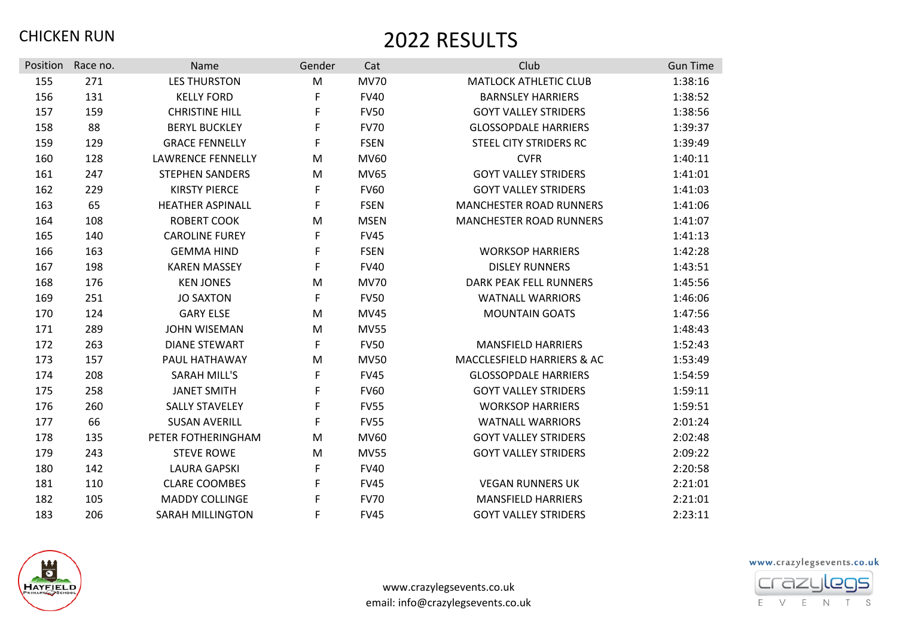CHICKEN RUN

# 2022 RESULTS

| Position | Race no. | Name | Gender | Cat | Club | Gun Time |
|---|---|---|---|---|---|---|
| 155 | 271 | LES THURSTON | M | MV70 | MATLOCK ATHLETIC CLUB | 1:38:16 |
| 156 | 131 | KELLY FORD | F | FV40 | BARNSLEY HARRIERS | 1:38:52 |
| 157 | 159 | CHRISTINE HILL | F | FV50 | GOYT VALLEY STRIDERS | 1:38:56 |
| 158 | 88 | BERYL BUCKLEY | F | FV70 | GLOSSOPDALE HARRIERS | 1:39:37 |
| 159 | 129 | GRACE FENNELLY | F | FSEN | STEEL CITY STRIDERS RC | 1:39:49 |
| 160 | 128 | LAWRENCE FENNELLY | M | MV60 | CVFR | 1:40:11 |
| 161 | 247 | STEPHEN SANDERS | M | MV65 | GOYT VALLEY STRIDERS | 1:41:01 |
| 162 | 229 | KIRSTY PIERCE | F | FV60 | GOYT VALLEY STRIDERS | 1:41:03 |
| 163 | 65 | HEATHER ASPINALL | F | FSEN | MANCHESTER ROAD RUNNERS | 1:41:06 |
| 164 | 108 | ROBERT COOK | M | MSEN | MANCHESTER ROAD RUNNERS | 1:41:07 |
| 165 | 140 | CAROLINE FUREY | F | FV45 | | 1:41:13 |
| 166 | 163 | GEMMA HIND | F | FSEN | WORKSOP HARRIERS | 1:42:28 |
| 167 | 198 | KAREN MASSEY | F | FV40 | DISLEY RUNNERS | 1:43:51 |
| 168 | 176 | KEN JONES | M | MV70 | DARK PEAK FELL RUNNERS | 1:45:56 |
| 169 | 251 | JO SAXTON | F | FV50 | WATNALL WARRIORS | 1:46:06 |
| 170 | 124 | GARY ELSE | M | MV45 | MOUNTAIN GOATS | 1:47:56 |
| 171 | 289 | JOHN WISEMAN | M | MV55 | | 1:48:43 |
| 172 | 263 | DIANE STEWART | F | FV50 | MANSFIELD HARRIERS | 1:52:43 |
| 173 | 157 | PAUL HATHAWAY | M | MV50 | MACCLESFIELD HARRIERS & AC | 1:53:49 |
| 174 | 208 | SARAH MILL'S | F | FV45 | GLOSSOPDALE HARRIERS | 1:54:59 |
| 175 | 258 | JANET SMITH | F | FV60 | GOYT VALLEY STRIDERS | 1:59:11 |
| 176 | 260 | SALLY STAVELEY | F | FV55 | WORKSOP HARRIERS | 1:59:51 |
| 177 | 66 | SUSAN AVERILL | F | FV55 | WATNALL WARRIORS | 2:01:24 |
| 178 | 135 | PETER FOTHERINGHAM | M | MV60 | GOYT VALLEY STRIDERS | 2:02:48 |
| 179 | 243 | STEVE ROWE | M | MV55 | GOYT VALLEY STRIDERS | 2:09:22 |
| 180 | 142 | LAURA GAPSKI | F | FV40 | | 2:20:58 |
| 181 | 110 | CLARE COOMBES | F | FV45 | VEGAN RUNNERS UK | 2:21:01 |
| 182 | 105 | MADDY COLLINGE | F | FV70 | MANSFIELD HARRIERS | 2:21:01 |
| 183 | 206 | SARAH MILLINGTON | F | FV45 | GOYT VALLEY STRIDERS | 2:23:11 |

www.crazylegsevents.co.uk
email: info@crazylegsevents.co.uk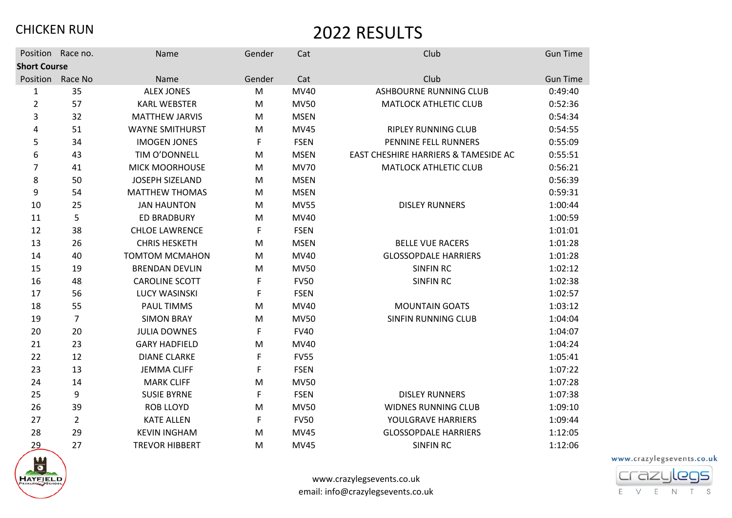CHICKEN RUN

# 2022 RESULTS

| Position | Race no. | Name | Gender | Cat | Club | Gun Time |
|---|---|---|---|---|---|---|
| **Short Course** | | | | | | |
| Position | Race No | Name | Gender | Cat | Club | Gun Time |
| 1 | 35 | ALEX JONES | M | MV40 | ASHBOURNE RUNNING CLUB | 0:49:40 |
| 2 | 57 | KARL WEBSTER | M | MV50 | MATLOCK ATHLETIC CLUB | 0:52:36 |
| 3 | 32 | MATTHEW JARVIS | M | MSEN | | 0:54:34 |
| 4 | 51 | WAYNE SMITHURST | M | MV45 | RIPLEY RUNNING CLUB | 0:54:55 |
| 5 | 34 | IMOGEN JONES | F | FSEN | PENNINE FELL RUNNERS | 0:55:09 |
| 6 | 43 | TIM O'DONNELL | M | MSEN | EAST CHESHIRE HARRIERS & TAMESIDE AC | 0:55:51 |
| 7 | 41 | MICK MOORHOUSE | M | MV70 | MATLOCK ATHLETIC CLUB | 0:56:21 |
| 8 | 50 | JOSEPH SIZELAND | M | MSEN | | 0:56:39 |
| 9 | 54 | MATTHEW THOMAS | M | MSEN | | 0:59:31 |
| 10 | 25 | JAN HAUNTON | M | MV55 | DISLEY RUNNERS | 1:00:44 |
| 11 | 5 | ED BRADBURY | M | MV40 | | 1:00:59 |
| 12 | 38 | CHLOE LAWRENCE | F | FSEN | | 1:01:01 |
| 13 | 26 | CHRIS HESKETH | M | MSEN | BELLE VUE RACERS | 1:01:28 |
| 14 | 40 | TOMTOM MCMAHON | M | MV40 | GLOSSOPDALE HARRIERS | 1:01:28 |
| 15 | 19 | BRENDAN DEVLIN | M | MV50 | SINFIN RC | 1:02:12 |
| 16 | 48 | CAROLINE SCOTT | F | FV50 | SINFIN RC | 1:02:38 |
| 17 | 56 | LUCY WASINSKI | F | FSEN | | 1:02:57 |
| 18 | 55 | PAUL TIMMS | M | MV40 | MOUNTAIN GOATS | 1:03:12 |
| 19 | 7 | SIMON BRAY | M | MV50 | SINFIN RUNNING CLUB | 1:04:04 |
| 20 | 20 | JULIA DOWNES | F | FV40 | | 1:04:07 |
| 21 | 23 | GARY HADFIELD | M | MV40 | | 1:04:24 |
| 22 | 12 | DIANE CLARKE | F | FV55 | | 1:05:41 |
| 23 | 13 | JEMMA CLIFF | F | FSEN | | 1:07:22 |
| 24 | 14 | MARK CLIFF | M | MV50 | | 1:07:28 |
| 25 | 9 | SUSIE BYRNE | F | FSEN | DISLEY RUNNERS | 1:07:38 |
| 26 | 39 | ROB LLOYD | M | MV50 | WIDNES RUNNING CLUB | 1:09:10 |
| 27 | 2 | KATE ALLEN | F | FV50 | YOULGRAVE HARRIERS | 1:09:44 |
| 28 | 29 | KEVIN INGHAM | M | MV45 | GLOSSOPDALE HARRIERS | 1:12:05 |
| 29 | 27 | TREVOR HIBBERT | M | MV45 | SINFIN RC | 1:12:06 |

www.crazylegsevents.co.uk
email: info@crazylegsevents.co.uk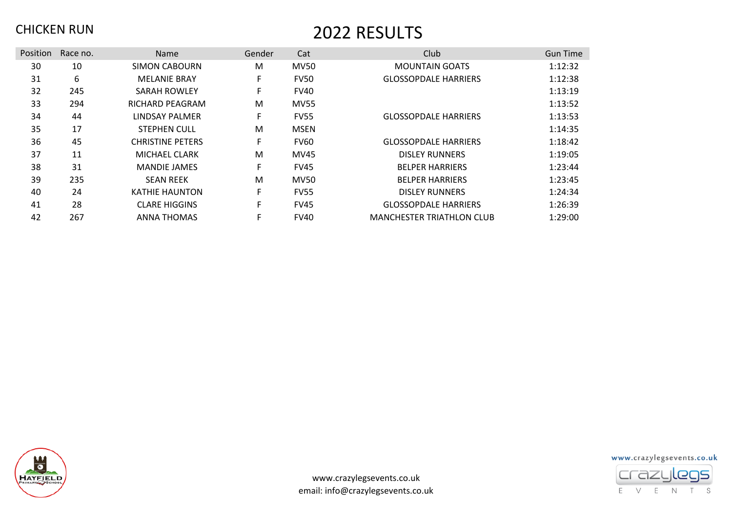CHICKEN RUN

# 2022 RESULTS

| Position | Race no. | Name | Gender | Cat | Club | Gun Time |
|---|---|---|---|---|---|---|
| 30 | 10 | SIMON CABOURN | M | MV50 | MOUNTAIN GOATS | 1:12:32 |
| 31 | 6 | MELANIE BRAY | F | FV50 | GLOSSOPDALE HARRIERS | 1:12:38 |
| 32 | 245 | SARAH ROWLEY | F | FV40 | | 1:13:19 |
| 33 | 294 | RICHARD PEAGRAM | M | MV55 | | 1:13:52 |
| 34 | 44 | LINDSAY PALMER | F | FV55 | GLOSSOPDALE HARRIERS | 1:13:53 |
| 35 | 17 | STEPHEN CULL | M | MSEN | | 1:14:35 |
| 36 | 45 | CHRISTINE PETERS | F | FV60 | GLOSSOPDALE HARRIERS | 1:18:42 |
| 37 | 11 | MICHAEL CLARK | M | MV45 | DISLEY RUNNERS | 1:19:05 |
| 38 | 31 | MANDIE JAMES | F | FV45 | BELPER HARRIERS | 1:23:44 |
| 39 | 235 | SEAN REEK | M | MV50 | BELPER HARRIERS | 1:23:45 |
| 40 | 24 | KATHIE HAUNTON | F | FV55 | DISLEY RUNNERS | 1:24:34 |
| 41 | 28 | CLARE HIGGINS | F | FV45 | GLOSSOPDALE HARRIERS | 1:26:39 |
| 42 | 267 | ANNA THOMAS | F | FV40 | MANCHESTER TRIATHLON CLUB | 1:29:00 |

www.crazylegsevents.co.uk
email: info@crazylegsevents.co.uk